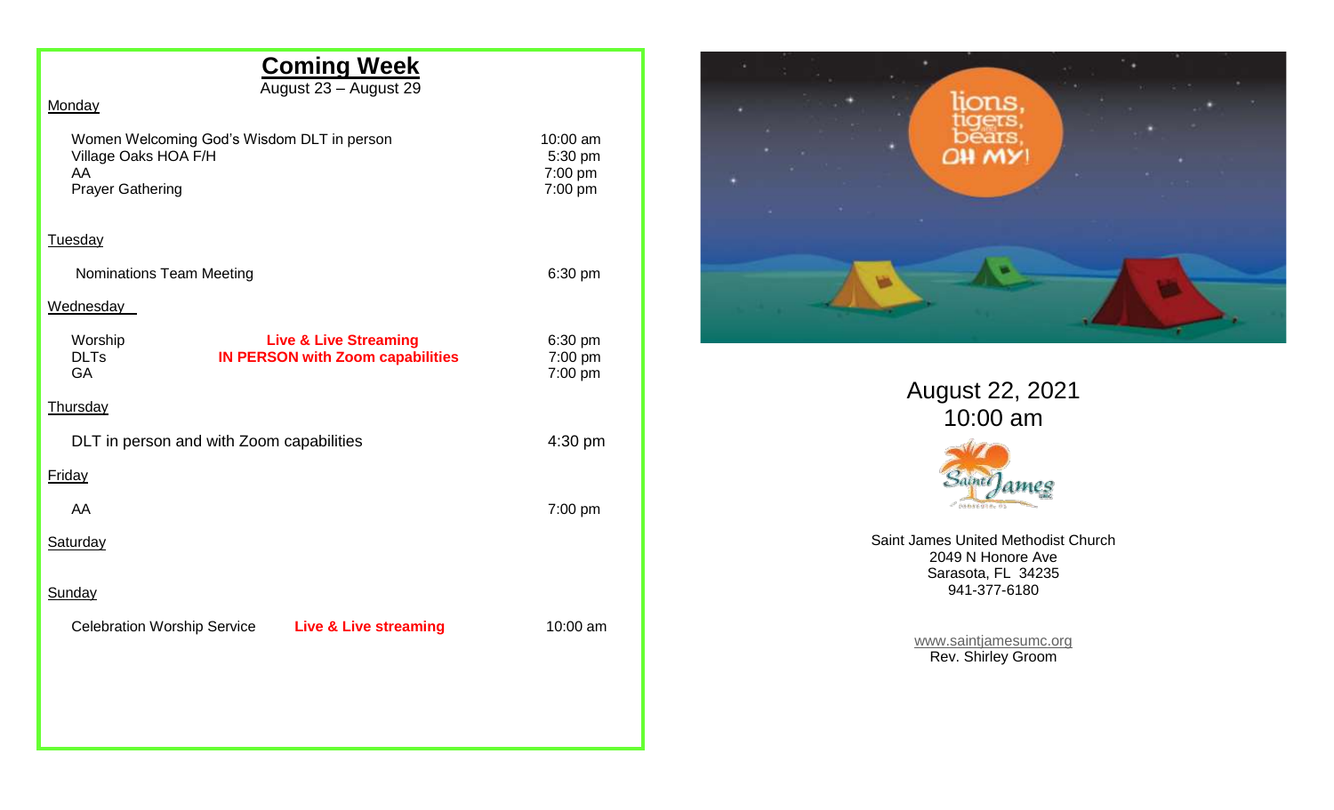## Coming Week

August 23 – August 29

**Monday**

| | | |
|---|---|---|
| Women Welcoming God's Wisdom DLT in person | | 10:00 am |
| Village Oaks HOA F/H | | 5:30 pm |
| AA | | 7:00 pm |
| Prayer Gathering | | 7:00 pm |

**Tuesday**

| | | |
|---|---|---|
| Nominations Team Meeting | | 6:30 pm |

**Wednesday**

| | | |
|---|---|---|
| Worship | **Live & Live Streaming** | 6:30 pm |
| DLTs | **IN PERSON with Zoom capabilities** | 7:00 pm |
| GA | | 7:00 pm |

**Thursday**

| | | |
|---|---|---|
| DLT in person and with Zoom capabilities | | 4:30 pm |

**Friday**

| | | |
|---|---|---|
| AA | | 7:00 pm |

**Saturday**

**Sunday**

| | | |
|---|---|---|
| Celebration Worship Service | **Live & Live streaming** | 10:00 am |

lions, tigers, and bears, OH MY!

August 22, 2021
10:00 am

Saint James UMC
SARASOTA, FL

Saint James United Methodist Church
2049 N Honore Ave
Sarasota, FL 34235
941-377-6180

www.saintjamesumc.org
Rev. Shirley Groom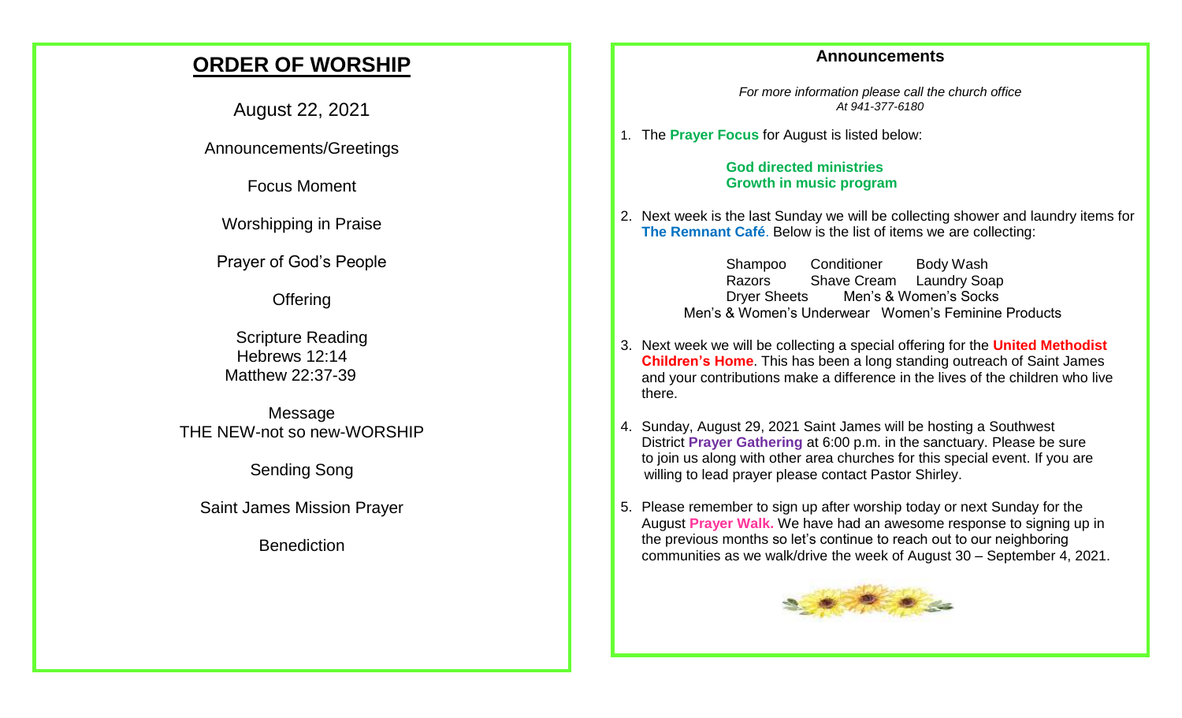# ORDER OF WORSHIP

August 22, 2021

Announcements/Greetings

Focus Moment

Worshipping in Praise

Prayer of God's People

Offering

Scripture Reading
Hebrews 12:14
Matthew 22:37-39

Message
THE NEW-not so new-WORSHIP

Sending Song

Saint James Mission Prayer

Benediction

## Announcements

*For more information please call the church office*
*At 941-377-6180*

1. The **Prayer Focus** for August is listed below:

   **God directed ministries**
   **Growth in music program**

2. Next week is the last Sunday we will be collecting shower and laundry items for **The Remnant Café**. Below is the list of items we are collecting:

   Shampoo  Conditioner  Body Wash
   Razors  Shave Cream  Laundry Soap
   Dryer Sheets  Men's & Women's Socks
   Men's & Women's Underwear  Women's Feminine Products

3. Next week we will be collecting a special offering for the **United Methodist Children's Home**. This has been a long standing outreach of Saint James and your contributions make a difference in the lives of the children who live there.

4. Sunday, August 29, 2021 Saint James will be hosting a Southwest District **Prayer Gathering** at 6:00 p.m. in the sanctuary. Please be sure to join us along with other area churches for this special event. If you are willing to lead prayer please contact Pastor Shirley.

5. Please remember to sign up after worship today or next Sunday for the August **Prayer Walk.** We have had an awesome response to signing up in the previous months so let's continue to reach out to our neighboring communities as we walk/drive the week of August 30 – September 4, 2021.